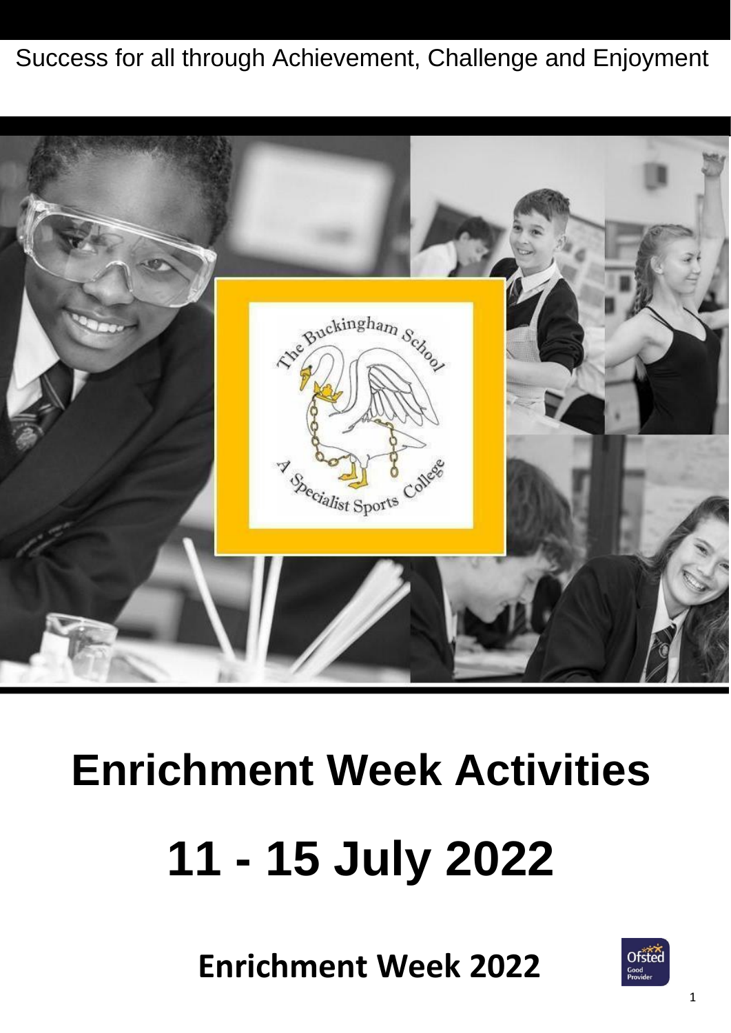Success for all through Achievement, Challenge and Enjoyment

# Enrichment Week Activities

# 11 - 15 July 2022

## Enrichment Week 2022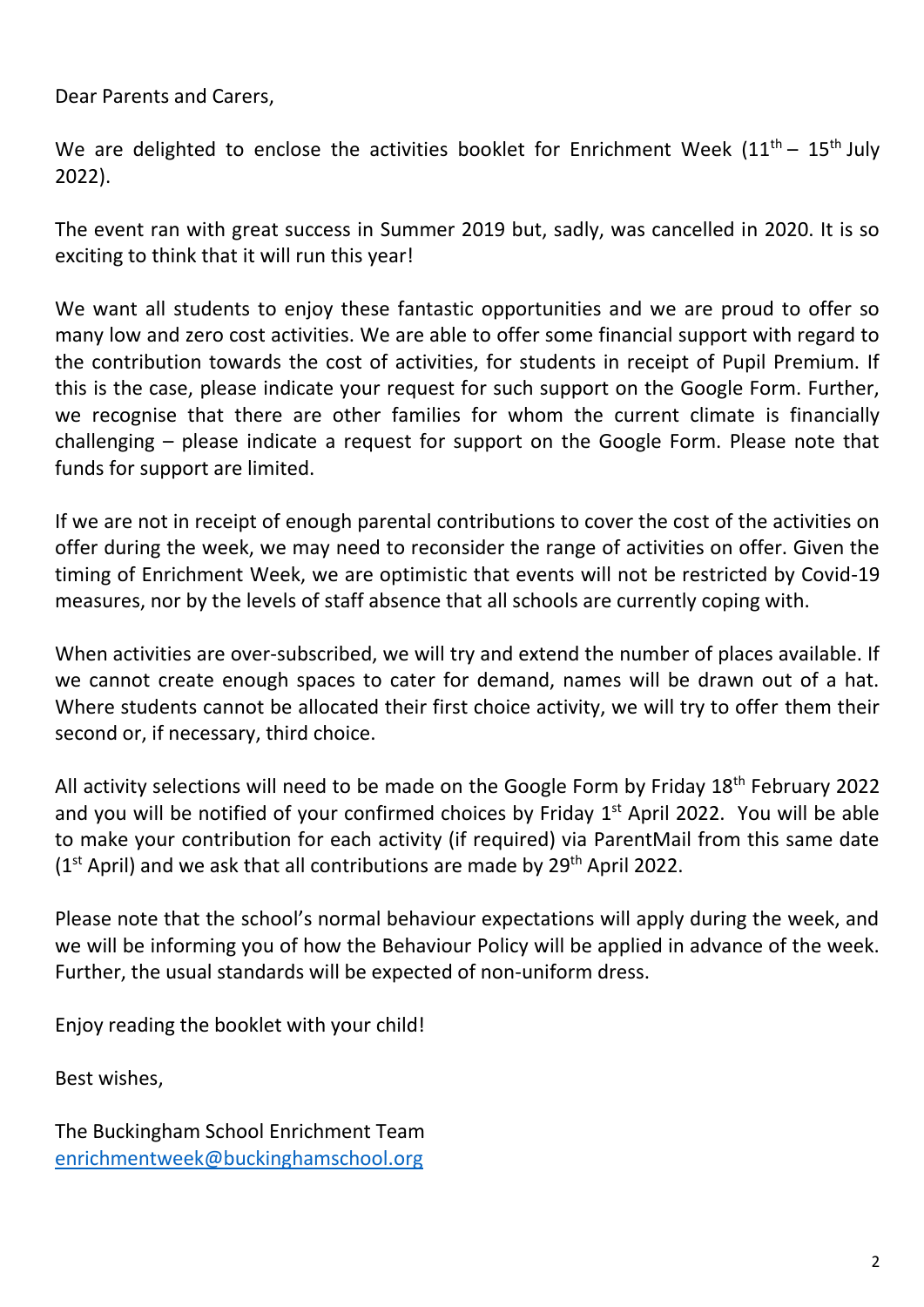Dear Parents and Carers,

We are delighted to enclose the activities booklet for Enrichment Week (11th – 15th July 2022).

The event ran with great success in Summer 2019 but, sadly, was cancelled in 2020. It is so exciting to think that it will run this year!

We want all students to enjoy these fantastic opportunities and we are proud to offer so many low and zero cost activities. We are able to offer some financial support with regard to the contribution towards the cost of activities, for students in receipt of Pupil Premium. If this is the case, please indicate your request for such support on the Google Form. Further, we recognise that there are other families for whom the current climate is financially challenging – please indicate a request for support on the Google Form. Please note that funds for support are limited.

If we are not in receipt of enough parental contributions to cover the cost of the activities on offer during the week, we may need to reconsider the range of activities on offer. Given the timing of Enrichment Week, we are optimistic that events will not be restricted by Covid-19 measures, nor by the levels of staff absence that all schools are currently coping with.

When activities are over-subscribed, we will try and extend the number of places available. If we cannot create enough spaces to cater for demand, names will be drawn out of a hat. Where students cannot be allocated their first choice activity, we will try to offer them their second or, if necessary, third choice.

All activity selections will need to be made on the Google Form by Friday 18th February 2022 and you will be notified of your confirmed choices by Friday 1st April 2022. You will be able to make your contribution for each activity (if required) via ParentMail from this same date (1st April) and we ask that all contributions are made by 29th April 2022.

Please note that the school's normal behaviour expectations will apply during the week, and we will be informing you of how the Behaviour Policy will be applied in advance of the week. Further, the usual standards will be expected of non-uniform dress.

Enjoy reading the booklet with your child!

Best wishes,

The Buckingham School Enrichment Team
enrichmentweek@buckinghamschool.org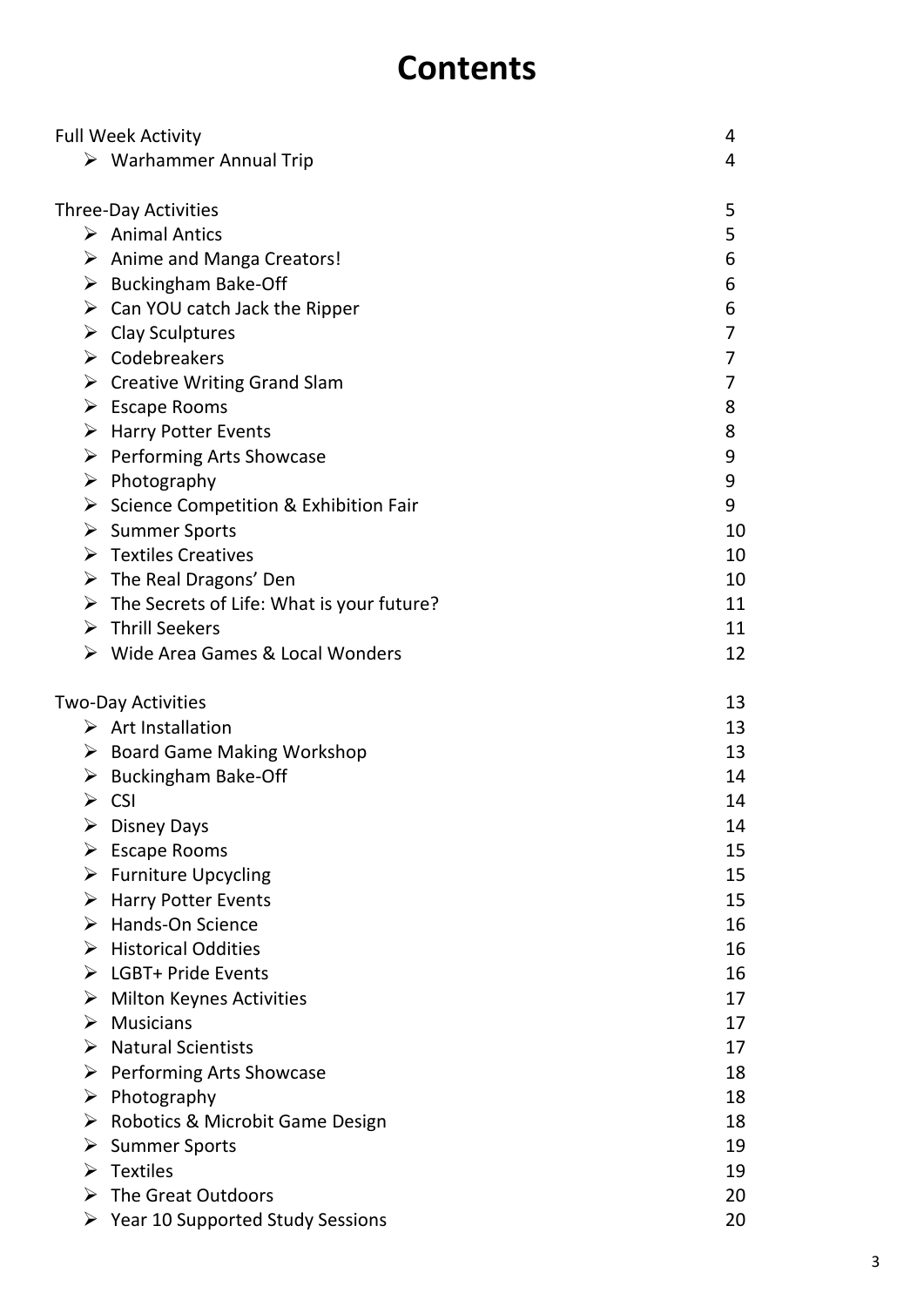# Contents

| | |
|---|---|
| Full Week Activity | 4 |
| ➢ Warhammer Annual Trip | 4 |
| | |
| Three-Day Activities | 5 |
| ➢ Animal Antics | 5 |
| ➢ Anime and Manga Creators! | 6 |
| ➢ Buckingham Bake-Off | 6 |
| ➢ Can YOU catch Jack the Ripper | 6 |
| ➢ Clay Sculptures | 7 |
| ➢ Codebreakers | 7 |
| ➢ Creative Writing Grand Slam | 7 |
| ➢ Escape Rooms | 8 |
| ➢ Harry Potter Events | 8 |
| ➢ Performing Arts Showcase | 9 |
| ➢ Photography | 9 |
| ➢ Science Competition & Exhibition Fair | 9 |
| ➢ Summer Sports | 10 |
| ➢ Textiles Creatives | 10 |
| ➢ The Real Dragons' Den | 10 |
| ➢ The Secrets of Life: What is your future? | 11 |
| ➢ Thrill Seekers | 11 |
| ➢ Wide Area Games & Local Wonders | 12 |
| | |
| Two-Day Activities | 13 |
| ➢ Art Installation | 13 |
| ➢ Board Game Making Workshop | 13 |
| ➢ Buckingham Bake-Off | 14 |
| ➢ CSI | 14 |
| ➢ Disney Days | 14 |
| ➢ Escape Rooms | 15 |
| ➢ Furniture Upcycling | 15 |
| ➢ Harry Potter Events | 15 |
| ➢ Hands-On Science | 16 |
| ➢ Historical Oddities | 16 |
| ➢ LGBT+ Pride Events | 16 |
| ➢ Milton Keynes Activities | 17 |
| ➢ Musicians | 17 |
| ➢ Natural Scientists | 17 |
| ➢ Performing Arts Showcase | 18 |
| ➢ Photography | 18 |
| ➢ Robotics & Microbit Game Design | 18 |
| ➢ Summer Sports | 19 |
| ➢ Textiles | 19 |
| ➢ The Great Outdoors | 20 |
| ➢ Year 10 Supported Study Sessions | 20 |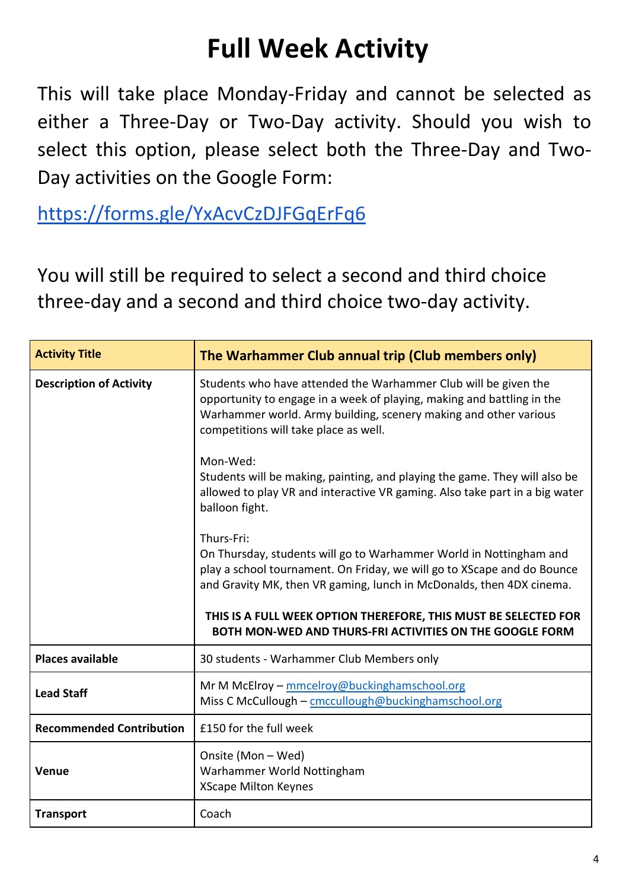# Full Week Activity

This will take place Monday-Friday and cannot be selected as either a Three-Day or Two-Day activity. Should you wish to select this option, please select both the Three-Day and Two-Day activities on the Google Form:

https://forms.gle/YxAcvCzDJFGqErFq6

You will still be required to select a second and third choice three-day and a second and third choice two-day activity.

| **Activity Title** | **The Warhammer Club annual trip (Club members only)** |
|---|---|
| **Description of Activity** | Students who have attended the Warhammer Club will be given the opportunity to engage in a week of playing, making and battling in the Warhammer world. Army building, scenery making and other various competitions will take place as well.<br><br>Mon-Wed:<br>Students will be making, painting, and playing the game. They will also be allowed to play VR and interactive VR gaming. Also take part in a big water balloon fight.<br><br>Thurs-Fri:<br>On Thursday, students will go to Warhammer World in Nottingham and play a school tournament. On Friday, we will go to XScape and do Bounce and Gravity MK, then VR gaming, lunch in McDonalds, then 4DX cinema.<br><br>**THIS IS A FULL WEEK OPTION THEREFORE, THIS MUST BE SELECTED FOR BOTH MON-WED AND THURS-FRI ACTIVITIES ON THE GOOGLE FORM** |
| **Places available** | 30 students - Warhammer Club Members only |
| **Lead Staff** | Mr M McElroy – mmcelroy@buckinghamschool.org<br>Miss C McCullough – cmccullough@buckinghamschool.org |
| **Recommended Contribution** | £150 for the full week |
| **Venue** | Onsite (Mon – Wed)<br>Warhammer World Nottingham<br>XScape Milton Keynes |
| **Transport** | Coach |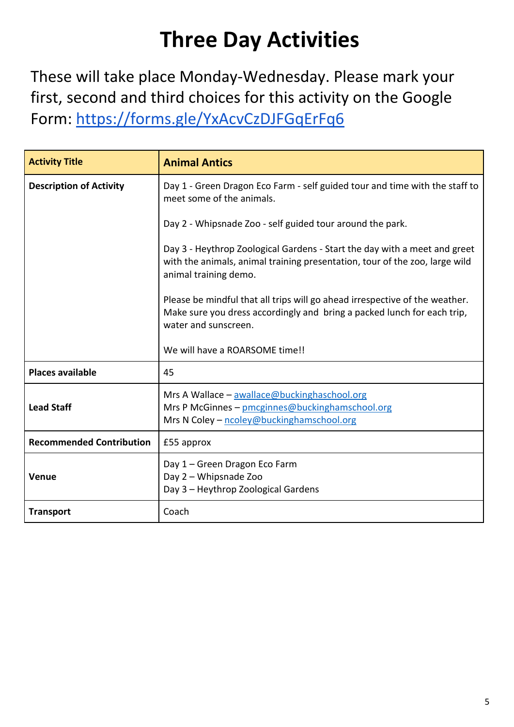# Three Day Activities

These will take place Monday-Wednesday. Please mark your first, second and third choices for this activity on the Google Form: https://forms.gle/YxAcvCzDJFGqErFq6

| **Activity Title** | **Animal Antics** |
| --- | --- |
| **Description of Activity** | Day 1 - Green Dragon Eco Farm - self guided tour and time with the staff to meet some of the animals.<br><br>Day 2 - Whipsnade Zoo - self guided tour around the park.<br><br>Day 3 - Heythrop Zoological Gardens - Start the day with a meet and greet with the animals, animal training presentation, tour of the zoo, large wild animal training demo.<br><br>Please be mindful that all trips will go ahead irrespective of the weather. Make sure you dress accordingly and bring a packed lunch for each trip, water and sunscreen.<br><br>We will have a ROARSOME time!! |
| **Places available** | 45 |
| **Lead Staff** | Mrs A Wallace – awallace@buckinghaschool.org<br>Mrs P McGinnes – pmcginnes@buckinghamschool.org<br>Mrs N Coley – ncoley@buckinghamschool.org |
| **Recommended Contribution** | £55 approx |
| **Venue** | Day 1 – Green Dragon Eco Farm<br>Day 2 – Whipsnade Zoo<br>Day 3 – Heythrop Zoological Gardens |
| **Transport** | Coach |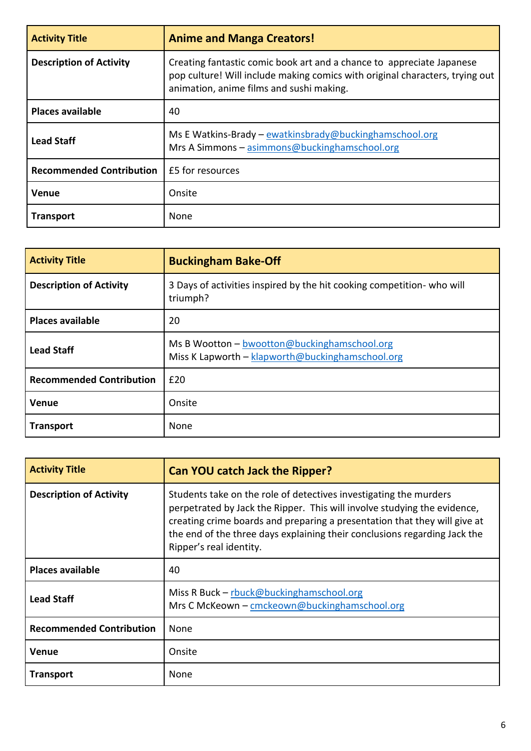| Activity Title | Anime and Manga Creators! |
| --- | --- |
| **Description of Activity** | Creating fantastic comic book art and a chance to appreciate Japanese pop culture! Will include making comics with original characters, trying out animation, anime films and sushi making. |
| **Places available** | 40 |
| **Lead Staff** | Ms E Watkins-Brady – ewatkinsbrady@buckinghamschool.org<br>Mrs A Simmons – asimmons@buckinghamschool.org |
| **Recommended Contribution** | £5 for resources |
| **Venue** | Onsite |
| **Transport** | None |

| Activity Title | Buckingham Bake-Off |
| --- | --- |
| **Description of Activity** | 3 Days of activities inspired by the hit cooking competition- who will triumph? |
| **Places available** | 20 |
| **Lead Staff** | Ms B Wootton – bwootton@buckinghamschool.org<br>Miss K Lapworth – klapworth@buckinghamschool.org |
| **Recommended Contribution** | £20 |
| **Venue** | Onsite |
| **Transport** | None |

| Activity Title | Can YOU catch Jack the Ripper? |
| --- | --- |
| **Description of Activity** | Students take on the role of detectives investigating the murders perpetrated by Jack the Ripper. This will involve studying the evidence, creating crime boards and preparing a presentation that they will give at the end of the three days explaining their conclusions regarding Jack the Ripper's real identity. |
| **Places available** | 40 |
| **Lead Staff** | Miss R Buck – rbuck@buckinghamschool.org<br>Mrs C McKeown – cmckeown@buckinghamschool.org |
| **Recommended Contribution** | None |
| **Venue** | Onsite |
| **Transport** | None |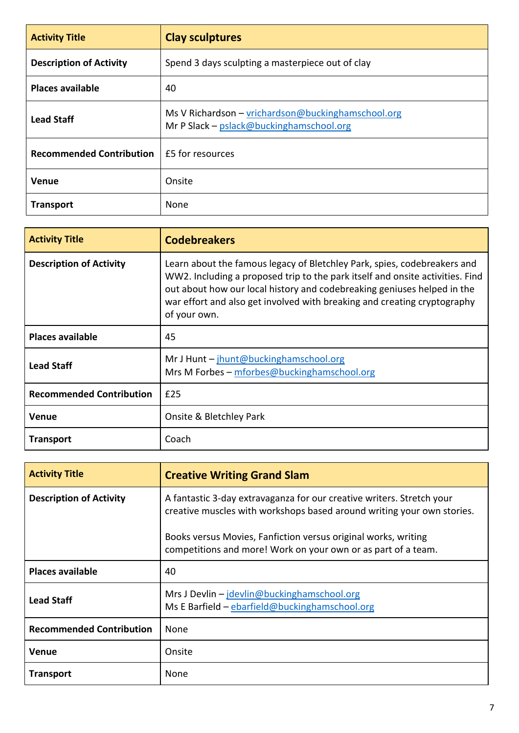| Activity Title | Clay sculptures |
|---|---|
| Description of Activity | Spend 3 days sculpting a masterpiece out of clay |
| Places available | 40 |
| Lead Staff | Ms V Richardson – vrichardson@buckinghamschool.org<br>Mr P Slack – pslack@buckinghamschool.org |
| Recommended Contribution | £5 for resources |
| Venue | Onsite |
| Transport | None |

| Activity Title | Codebreakers |
|---|---|
| Description of Activity | Learn about the famous legacy of Bletchley Park, spies, codebreakers and WW2. Including a proposed trip to the park itself and onsite activities. Find out about how our local history and codebreaking geniuses helped in the war effort and also get involved with breaking and creating cryptography of your own. |
| Places available | 45 |
| Lead Staff | Mr J Hunt – jhunt@buckinghamschool.org<br>Mrs M Forbes – mforbes@buckinghamschool.org |
| Recommended Contribution | £25 |
| Venue | Onsite & Bletchley Park |
| Transport | Coach |

| Activity Title | Creative Writing Grand Slam |
|---|---|
| Description of Activity | A fantastic 3-day extravaganza for our creative writers. Stretch your creative muscles with workshops based around writing your own stories.<br><br>Books versus Movies, Fanfiction versus original works, writing competitions and more! Work on your own or as part of a team. |
| Places available | 40 |
| Lead Staff | Mrs J Devlin – jdevlin@buckinghamschool.org<br>Ms E Barfield – ebarfield@buckinghamschool.org |
| Recommended Contribution | None |
| Venue | Onsite |
| Transport | None |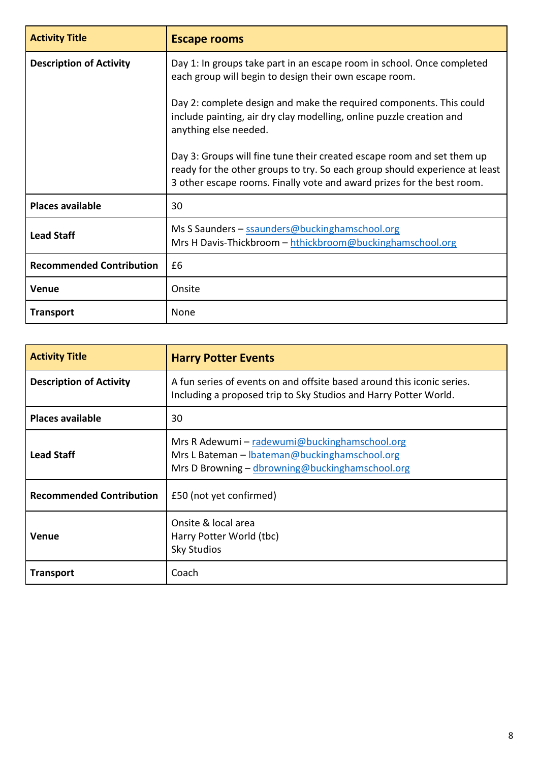| Activity Title | Escape rooms |
|---|---|
| Description of Activity | Day 1: In groups take part in an escape room in school. Once completed each group will begin to design their own escape room.<br><br>Day 2: complete design and make the required components. This could include painting, air dry clay modelling, online puzzle creation and anything else needed.<br><br>Day 3: Groups will fine tune their created escape room and set them up ready for the other groups to try. So each group should experience at least 3 other escape rooms. Finally vote and award prizes for the best room. |
| Places available | 30 |
| Lead Staff | Ms S Saunders – ssaunders@buckinghamschool.org<br>Mrs H Davis-Thickbroom – hthickbroom@buckinghamschool.org |
| Recommended Contribution | £6 |
| Venue | Onsite |
| Transport | None |

| Activity Title | Harry Potter Events |
|---|---|
| Description of Activity | A fun series of events on and offsite based around this iconic series. Including a proposed trip to Sky Studios and Harry Potter World. |
| Places available | 30 |
| Lead Staff | Mrs R Adewumi – radewumi@buckinghamschool.org<br>Mrs L Bateman – lbateman@buckinghamschool.org<br>Mrs D Browning – dbrowning@buckinghamschool.org |
| Recommended Contribution | £50 (not yet confirmed) |
| Venue | Onsite & local area<br>Harry Potter World (tbc)<br>Sky Studios |
| Transport | Coach |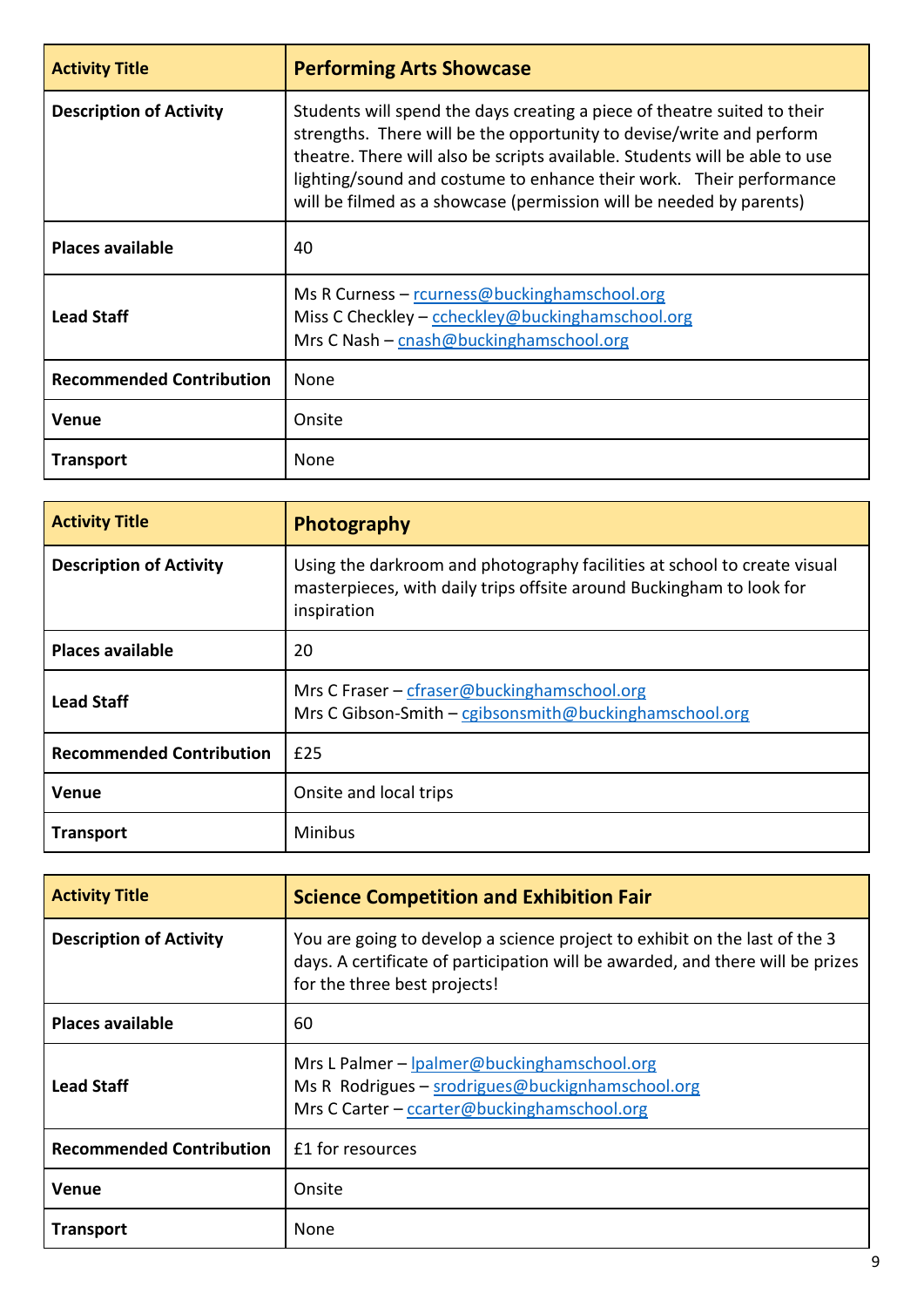| Activity Title | Performing Arts Showcase |
| --- | --- |
| Description of Activity | Students will spend the days creating a piece of theatre suited to their strengths. There will be the opportunity to devise/write and perform theatre. There will also be scripts available. Students will be able to use lighting/sound and costume to enhance their work. Their performance will be filmed as a showcase (permission will be needed by parents) |
| Places available | 40 |
| Lead Staff | Ms R Curness – rcurness@buckinghamschool.org<br>Miss C Checkley – ccheckley@buckinghamschool.org<br>Mrs C Nash – cnash@buckinghamschool.org |
| Recommended Contribution | None |
| Venue | Onsite |
| Transport | None |

| Activity Title | Photography |
| --- | --- |
| Description of Activity | Using the darkroom and photography facilities at school to create visual masterpieces, with daily trips offsite around Buckingham to look for inspiration |
| Places available | 20 |
| Lead Staff | Mrs C Fraser – cfraser@buckinghamschool.org<br>Mrs C Gibson-Smith – cgibsonsmith@buckinghamschool.org |
| Recommended Contribution | £25 |
| Venue | Onsite and local trips |
| Transport | Minibus |

| Activity Title | Science Competition and Exhibition Fair |
| --- | --- |
| Description of Activity | You are going to develop a science project to exhibit on the last of the 3 days. A certificate of participation will be awarded, and there will be prizes for the three best projects! |
| Places available | 60 |
| Lead Staff | Mrs L Palmer – lpalmer@buckinghamschool.org<br>Ms R Rodrigues – srodrigues@buckignhamschool.org<br>Mrs C Carter – ccarter@buckinghamschool.org |
| Recommended Contribution | £1 for resources |
| Venue | Onsite |
| Transport | None |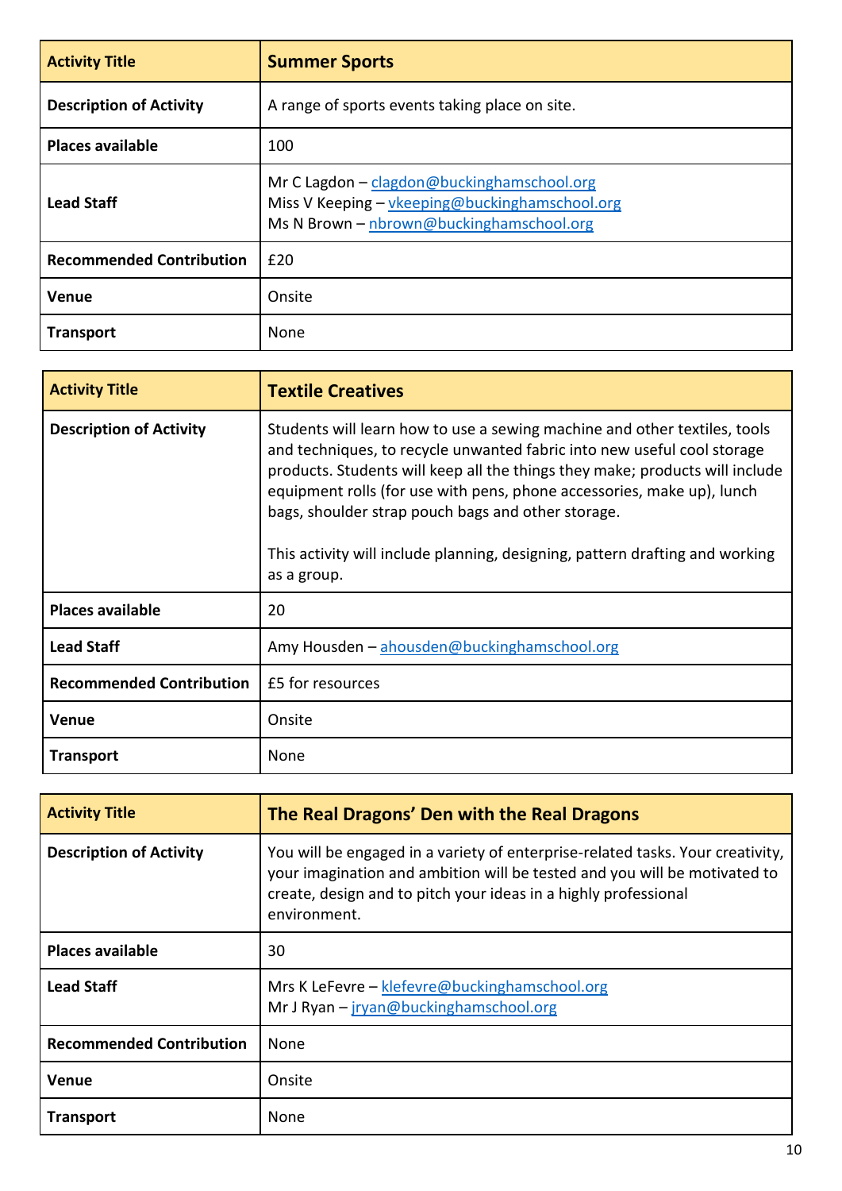| Activity Title | Summer Sports |
|---|---|
| Description of Activity | A range of sports events taking place on site. |
| Places available | 100 |
| Lead Staff | Mr C Lagdon – clagdon@buckinghamschool.org<br>Miss V Keeping – vkeeping@buckinghamschool.org<br>Ms N Brown – nbrown@buckinghamschool.org |
| Recommended Contribution | £20 |
| Venue | Onsite |
| Transport | None |

| Activity Title | Textile Creatives |
|---|---|
| Description of Activity | Students will learn how to use a sewing machine and other textiles, tools and techniques, to recycle unwanted fabric into new useful cool storage products. Students will keep all the things they make; products will include equipment rolls (for use with pens, phone accessories, make up), lunch bags, shoulder strap pouch bags and other storage.<br><br>This activity will include planning, designing, pattern drafting and working as a group. |
| Places available | 20 |
| Lead Staff | Amy Housden – ahousden@buckinghamschool.org |
| Recommended Contribution | £5 for resources |
| Venue | Onsite |
| Transport | None |

| Activity Title | The Real Dragons' Den with the Real Dragons |
|---|---|
| Description of Activity | You will be engaged in a variety of enterprise-related tasks. Your creativity, your imagination and ambition will be tested and you will be motivated to create, design and to pitch your ideas in a highly professional environment. |
| Places available | 30 |
| Lead Staff | Mrs K LeFevre – klefevre@buckinghamschool.org<br>Mr J Ryan – jryan@buckinghamschool.org |
| Recommended Contribution | None |
| Venue | Onsite |
| Transport | None |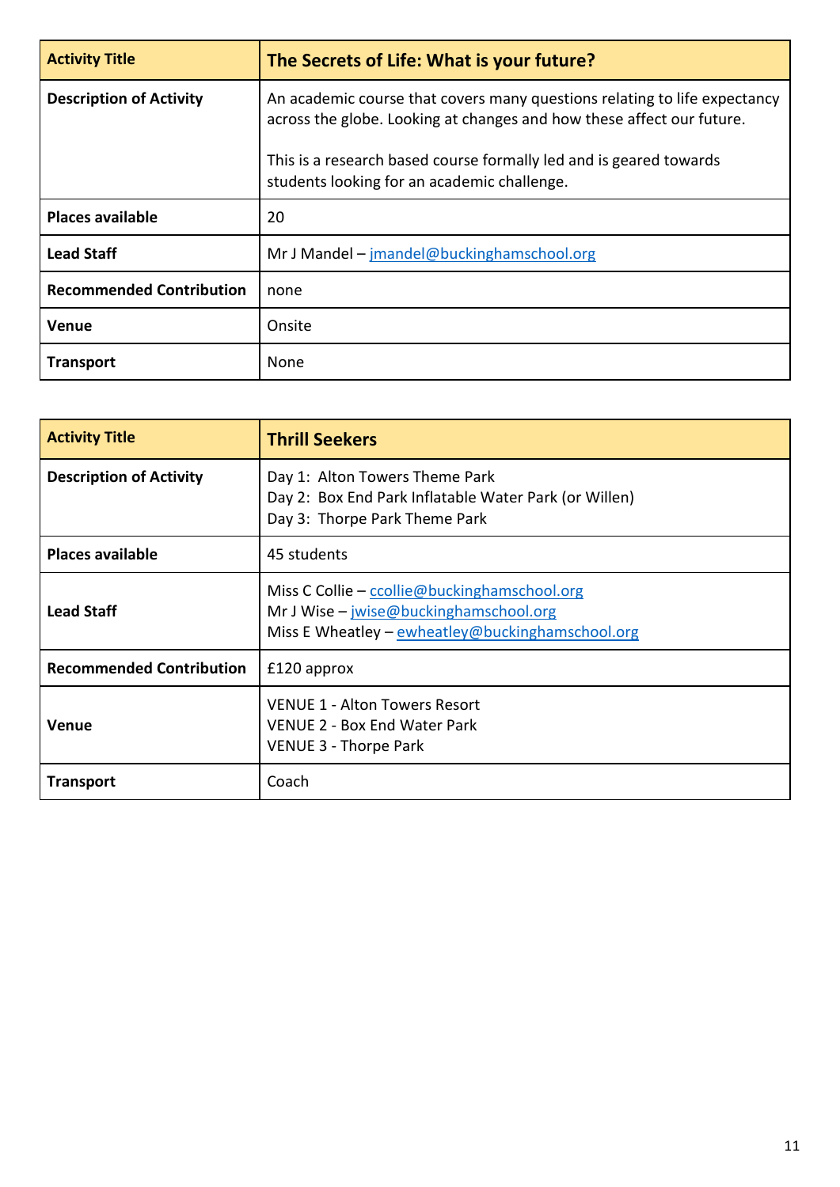| Activity Title | The Secrets of Life: What is your future? |
|---|---|
| Description of Activity | An academic course that covers many questions relating to life expectancy across the globe. Looking at changes and how these affect our future.<br><br>This is a research based course formally led and is geared towards students looking for an academic challenge. |
| Places available | 20 |
| Lead Staff | Mr J Mandel – jmandel@buckinghamschool.org |
| Recommended Contribution | none |
| Venue | Onsite |
| Transport | None |

| Activity Title | Thrill Seekers |
|---|---|
| Description of Activity | Day 1: Alton Towers Theme Park<br>Day 2: Box End Park Inflatable Water Park (or Willen)<br>Day 3: Thorpe Park Theme Park |
| Places available | 45 students |
| Lead Staff | Miss C Collie – ccollie@buckinghamschool.org<br>Mr J Wise – jwise@buckinghamschool.org<br>Miss E Wheatley – ewheatley@buckinghamschool.org |
| Recommended Contribution | £120 approx |
| Venue | VENUE 1 - Alton Towers Resort<br>VENUE 2 - Box End Water Park<br>VENUE 3 - Thorpe Park |
| Transport | Coach |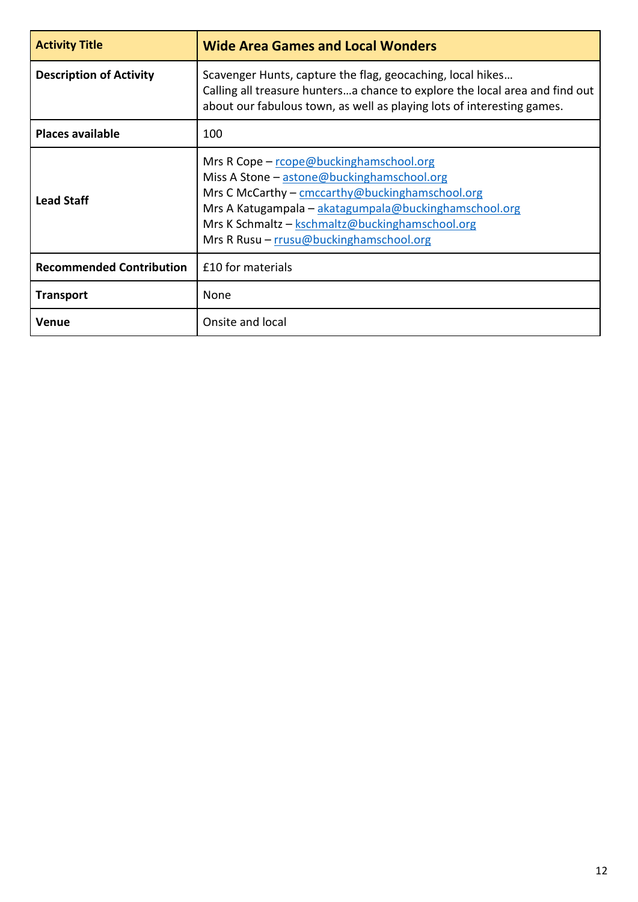| Activity Title | Wide Area Games and Local Wonders |
|---|---|
| **Description of Activity** | Scavenger Hunts, capture the flag, geocaching, local hikes…<br>Calling all treasure hunters…a chance to explore the local area and find out about our fabulous town, as well as playing lots of interesting games. |
| **Places available** | 100 |
| **Lead Staff** | Mrs R Cope – rcope@buckinghamschool.org<br>Miss A Stone – astone@buckinghamschool.org<br>Mrs C McCarthy – cmccarthy@buckinghamschool.org<br>Mrs A Katugampala – akatagumpala@buckinghamschool.org<br>Mrs K Schmaltz – kschmaltz@buckinghamschool.org<br>Mrs R Rusu – rrusu@buckinghamschool.org |
| **Recommended Contribution** | £10 for materials |
| **Transport** | None |
| **Venue** | Onsite and local |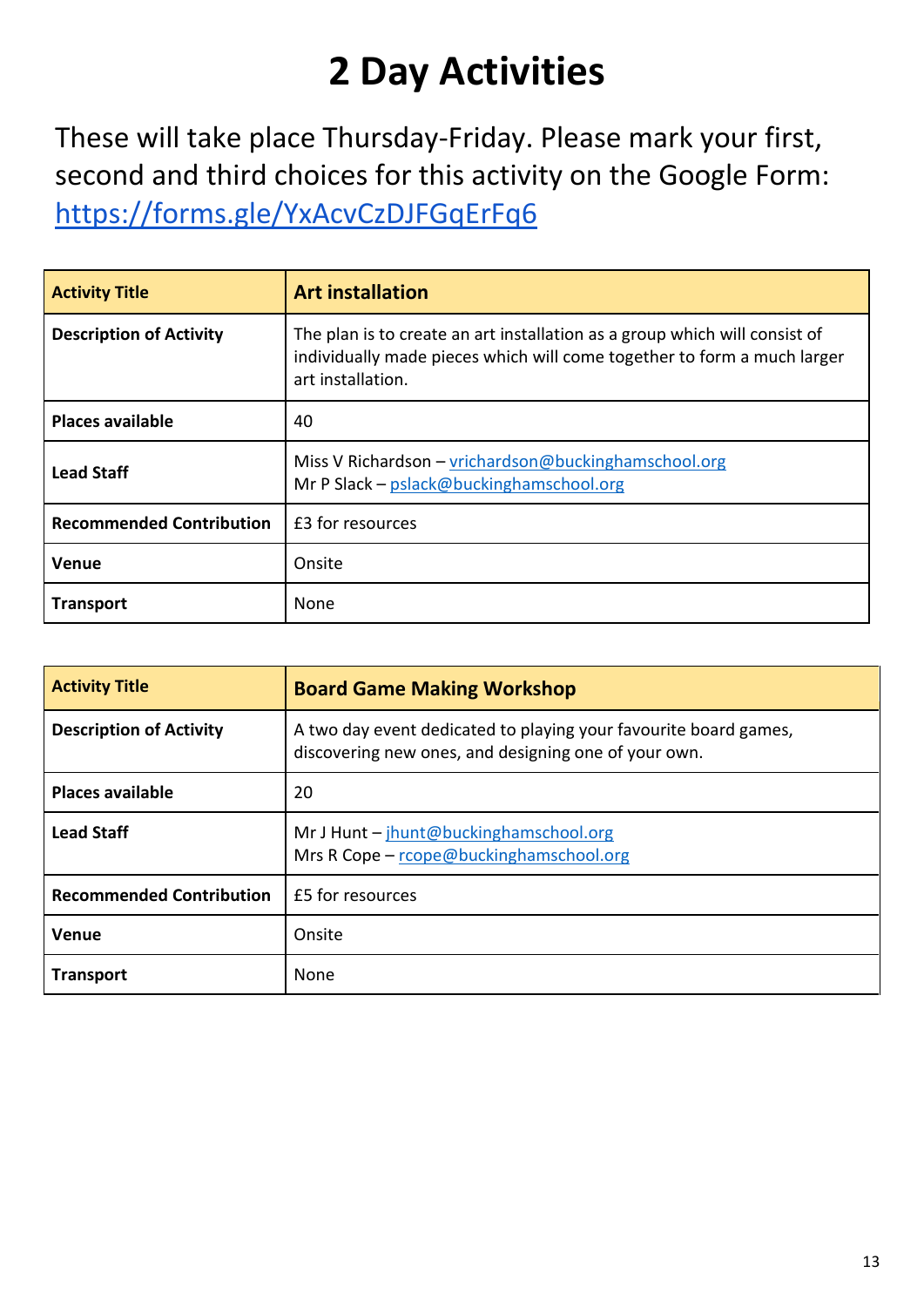# 2 Day Activities

These will take place Thursday-Friday. Please mark your first, second and third choices for this activity on the Google Form: https://forms.gle/YxAcvCzDJFGqErFq6

| **Activity Title** | **Art installation** |
|---|---|
| **Description of Activity** | The plan is to create an art installation as a group which will consist of individually made pieces which will come together to form a much larger art installation. |
| **Places available** | 40 |
| **Lead Staff** | Miss V Richardson – vrichardson@buckinghamschool.org<br>Mr P Slack – pslack@buckinghamschool.org |
| **Recommended Contribution** | £3 for resources |
| **Venue** | Onsite |
| **Transport** | None |

| **Activity Title** | **Board Game Making Workshop** |
|---|---|
| **Description of Activity** | A two day event dedicated to playing your favourite board games, discovering new ones, and designing one of your own. |
| **Places available** | 20 |
| **Lead Staff** | Mr J Hunt – jhunt@buckinghamschool.org<br>Mrs R Cope – rcope@buckinghamschool.org |
| **Recommended Contribution** | £5 for resources |
| **Venue** | Onsite |
| **Transport** | None |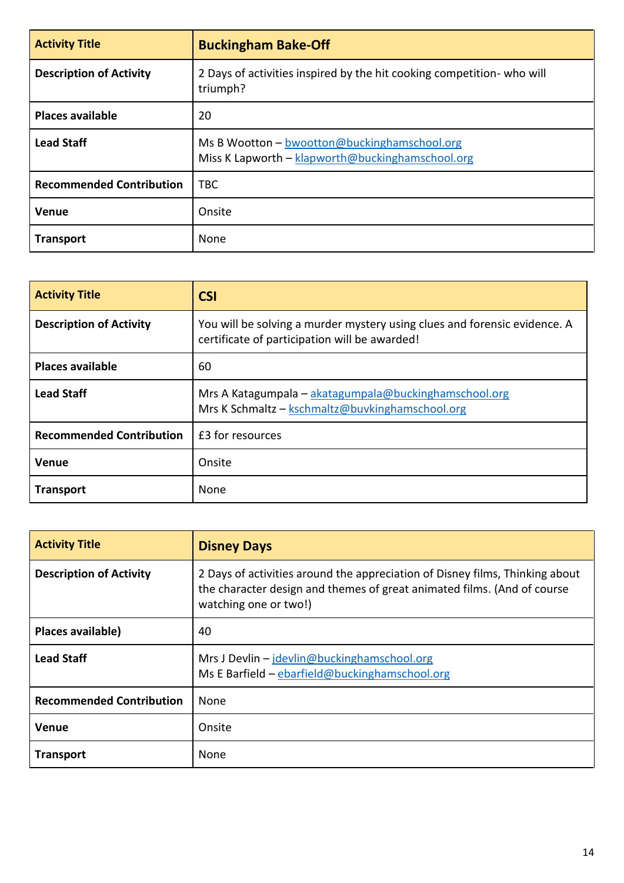| Activity Title | Buckingham Bake-Off |
|---|---|
| Description of Activity | 2 Days of activities inspired by the hit cooking competition- who will triumph? |
| Places available | 20 |
| Lead Staff | Ms B Wootton – bwootton@buckinghamschool.org<br>Miss K Lapworth – klapworth@buckinghamschool.org |
| Recommended Contribution | TBC |
| Venue | Onsite |
| Transport | None |

| Activity Title | CSI |
|---|---|
| Description of Activity | You will be solving a murder mystery using clues and forensic evidence. A certificate of participation will be awarded! |
| Places available | 60 |
| Lead Staff | Mrs A Katagumpala – akatagumpala@buckinghamschool.org<br>Mrs K Schmaltz – kschmaltz@buvkinghamschool.org |
| Recommended Contribution | £3 for resources |
| Venue | Onsite |
| Transport | None |

| Activity Title | Disney Days |
|---|---|
| Description of Activity | 2 Days of activities around the appreciation of Disney films, Thinking about the character design and themes of great animated films. (And of course watching one or two!) |
| Places available) | 40 |
| Lead Staff | Mrs J Devlin – jdevlin@buckinghamschool.org<br>Ms E Barfield – ebarfield@buckinghamschool.org |
| Recommended Contribution | None |
| Venue | Onsite |
| Transport | None |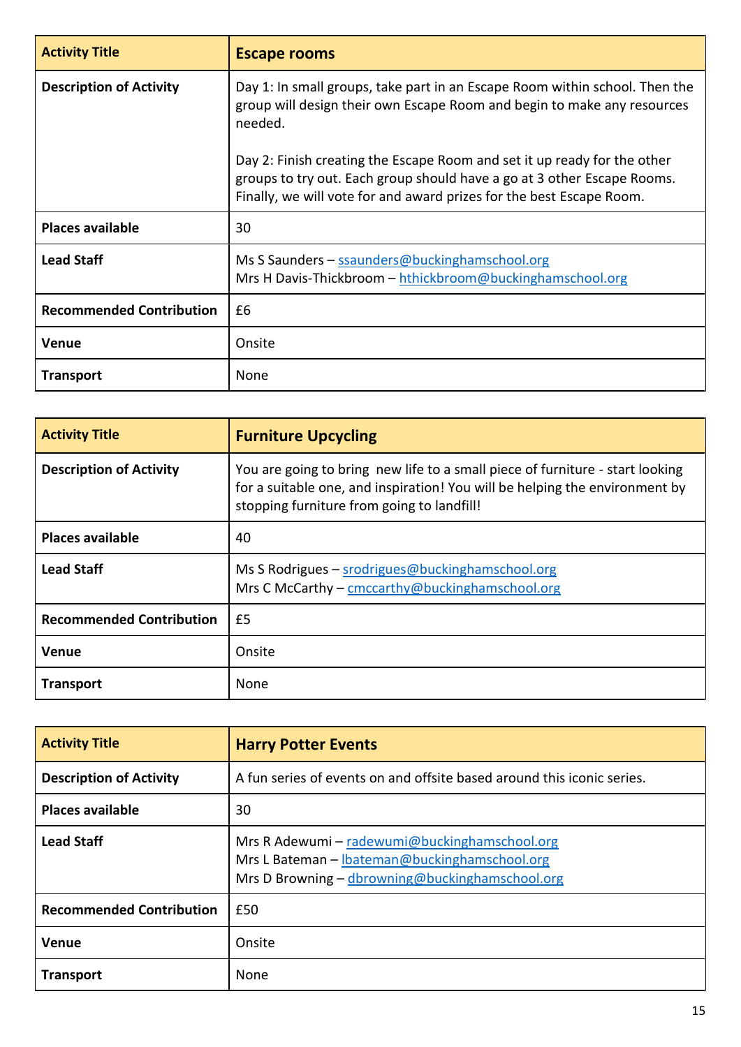| Activity Title | Escape rooms |
| --- | --- |
| Description of Activity | Day 1: In small groups, take part in an Escape Room within school. Then the group will design their own Escape Room and begin to make any resources needed.<br><br>Day 2: Finish creating the Escape Room and set it up ready for the other groups to try out. Each group should have a go at 3 other Escape Rooms. Finally, we will vote for and award prizes for the best Escape Room. |
| Places available | 30 |
| Lead Staff | Ms S Saunders – ssaunders@buckinghamschool.org<br>Mrs H Davis-Thickbroom – hthickbroom@buckinghamschool.org |
| Recommended Contribution | £6 |
| Venue | Onsite |
| Transport | None |

| Activity Title | Furniture Upcycling |
| --- | --- |
| Description of Activity | You are going to bring  new life to a small piece of furniture - start looking for a suitable one, and inspiration! You will be helping the environment by stopping furniture from going to landfill! |
| Places available | 40 |
| Lead Staff | Ms S Rodrigues – srodrigues@buckinghamschool.org<br>Mrs C McCarthy – cmccarthy@buckinghamschool.org |
| Recommended Contribution | £5 |
| Venue | Onsite |
| Transport | None |

| Activity Title | Harry Potter Events |
| --- | --- |
| Description of Activity | A fun series of events on and offsite based around this iconic series. |
| Places available | 30 |
| Lead Staff | Mrs R Adewumi – radewumi@buckinghamschool.org<br>Mrs L Bateman – lbateman@buckinghamschool.org<br>Mrs D Browning – dbrowning@buckinghamschool.org |
| Recommended Contribution | £50 |
| Venue | Onsite |
| Transport | None |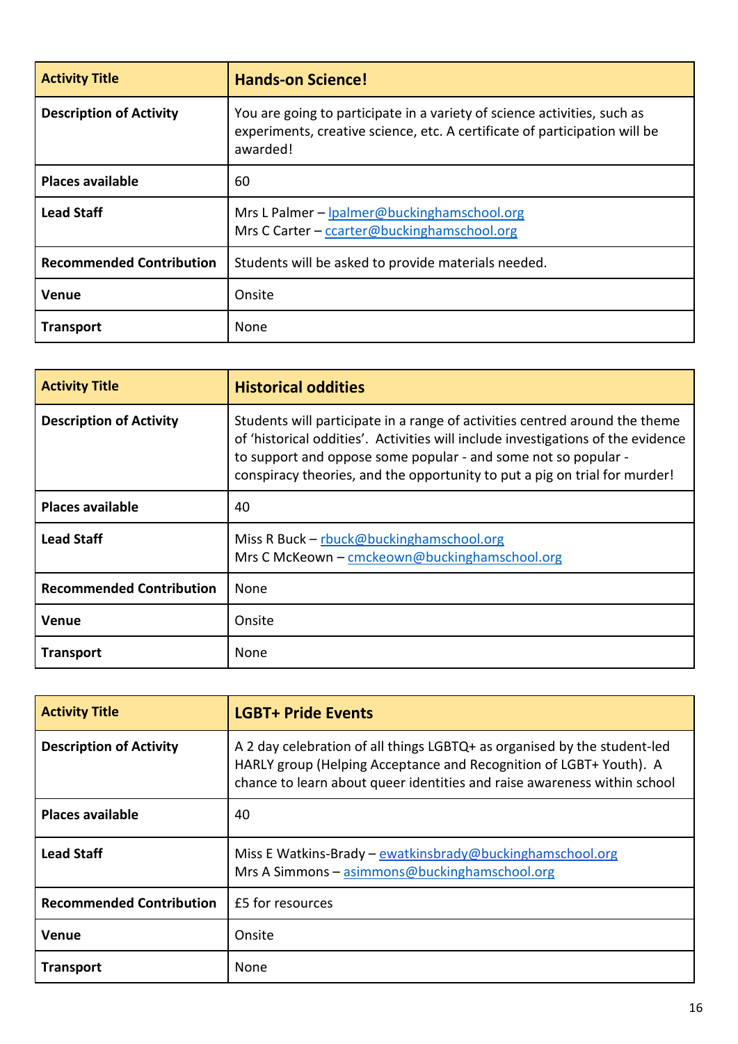| Activity Title | Hands-on Science! |
| --- | --- |
| Description of Activity | You are going to participate in a variety of science activities, such as experiments, creative science, etc. A certificate of participation will be awarded! |
| Places available | 60 |
| Lead Staff | Mrs L Palmer – lpalmer@buckinghamschool.org<br>Mrs C Carter – ccarter@buckinghamschool.org |
| Recommended Contribution | Students will be asked to provide materials needed. |
| Venue | Onsite |
| Transport | None |

| Activity Title | Historical oddities |
| --- | --- |
| Description of Activity | Students will participate in a range of activities centred around the theme of 'historical oddities'. Activities will include investigations of the evidence to support and oppose some popular - and some not so popular - conspiracy theories, and the opportunity to put a pig on trial for murder! |
| Places available | 40 |
| Lead Staff | Miss R Buck – rbuck@buckinghamschool.org<br>Mrs C McKeown – cmckeown@buckinghamschool.org |
| Recommended Contribution | None |
| Venue | Onsite |
| Transport | None |

| Activity Title | LGBT+ Pride Events |
| --- | --- |
| Description of Activity | A 2 day celebration of all things LGBTQ+ as organised by the student-led HARLY group (Helping Acceptance and Recognition of LGBT+ Youth). A chance to learn about queer identities and raise awareness within school |
| Places available | 40 |
| Lead Staff | Miss E Watkins-Brady – ewatkinsbrady@buckinghamschool.org<br>Mrs A Simmons – asimmons@buckinghamschool.org |
| Recommended Contribution | £5 for resources |
| Venue | Onsite |
| Transport | None |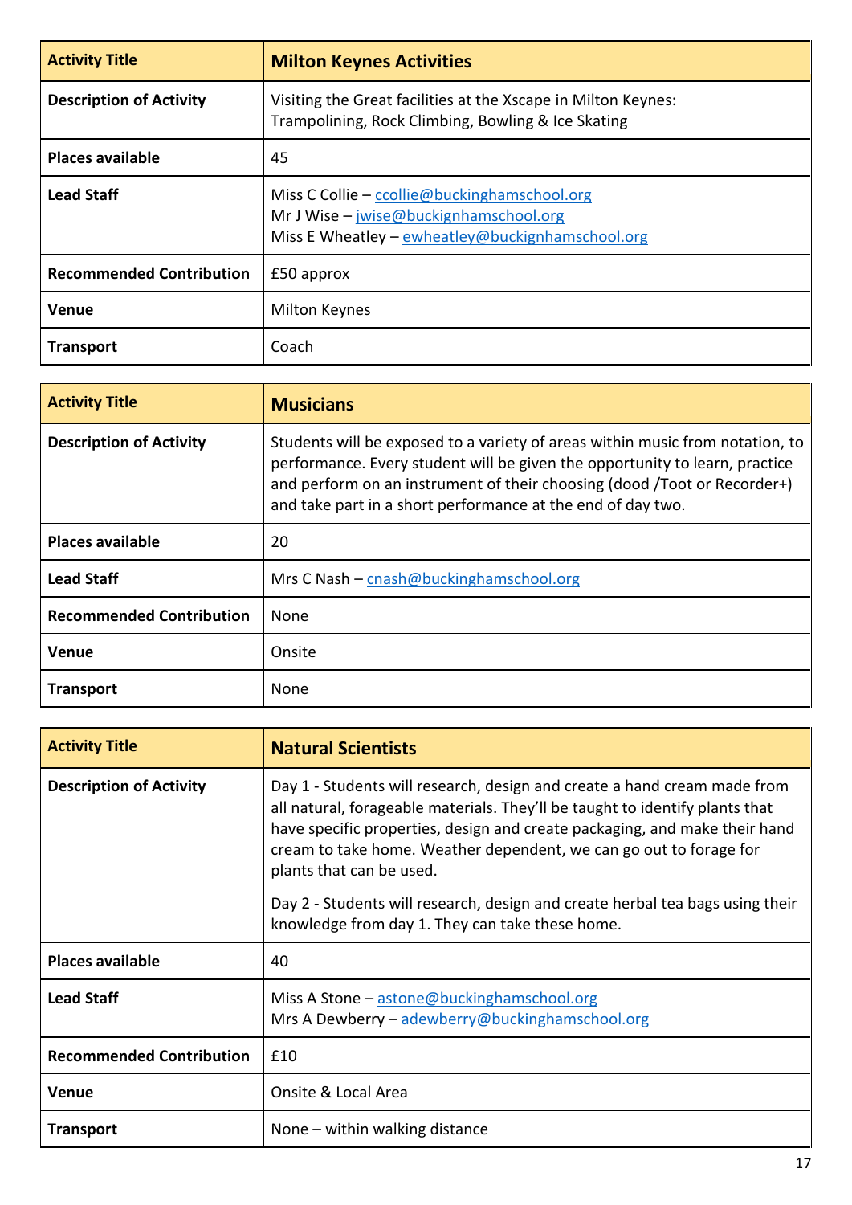| Activity Title | Milton Keynes Activities |
| --- | --- |
| Description of Activity | Visiting the Great facilities at the Xscape in Milton Keynes:<br>Trampolining, Rock Climbing, Bowling & Ice Skating |
| Places available | 45 |
| Lead Staff | Miss C Collie – ccollie@buckinghamschool.org<br>Mr J Wise – jwise@buckignhamschool.org<br>Miss E Wheatley – ewheatley@buckignhamschool.org |
| Recommended Contribution | £50 approx |
| Venue | Milton Keynes |
| Transport | Coach |

| Activity Title | Musicians |
| --- | --- |
| Description of Activity | Students will be exposed to a variety of areas within music from notation, to performance. Every student will be given the opportunity to learn, practice and perform on an instrument of their choosing (dood /Toot or Recorder+) and take part in a short performance at the end of day two. |
| Places available | 20 |
| Lead Staff | Mrs C Nash – cnash@buckinghamschool.org |
| Recommended Contribution | None |
| Venue | Onsite |
| Transport | None |

| Activity Title | Natural Scientists |
| --- | --- |
| Description of Activity | Day 1 - Students will research, design and create a hand cream made from all natural, forageable materials. They'll be taught to identify plants that have specific properties, design and create packaging, and make their hand cream to take home. Weather dependent, we can go out to forage for plants that can be used.<br><br>Day 2 - Students will research, design and create herbal tea bags using their knowledge from day 1. They can take these home. |
| Places available | 40 |
| Lead Staff | Miss A Stone – astone@buckinghamschool.org<br>Mrs A Dewberry – adewberry@buckinghamschool.org |
| Recommended Contribution | £10 |
| Venue | Onsite & Local Area |
| Transport | None – within walking distance |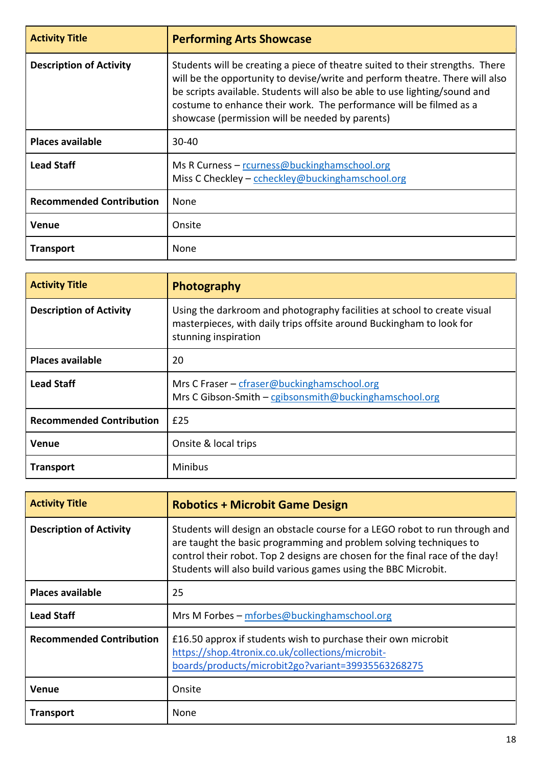| Activity Title | Performing Arts Showcase |
|---|---|
| Description of Activity | Students will be creating a piece of theatre suited to their strengths. There will be the opportunity to devise/write and perform theatre. There will also be scripts available. Students will also be able to use lighting/sound and costume to enhance their work. The performance will be filmed as a showcase (permission will be needed by parents) |
| Places available | 30-40 |
| Lead Staff | Ms R Curness – rcurness@buckinghamschool.org<br>Miss C Checkley – ccheckley@buckinghamschool.org |
| Recommended Contribution | None |
| Venue | Onsite |
| Transport | None |

| Activity Title | Photography |
|---|---|
| Description of Activity | Using the darkroom and photography facilities at school to create visual masterpieces, with daily trips offsite around Buckingham to look for stunning inspiration |
| Places available | 20 |
| Lead Staff | Mrs C Fraser – cfraser@buckinghamschool.org<br>Mrs C Gibson-Smith – cgibsonsmith@buckinghamschool.org |
| Recommended Contribution | £25 |
| Venue | Onsite & local trips |
| Transport | Minibus |

| Activity Title | Robotics + Microbit Game Design |
|---|---|
| Description of Activity | Students will design an obstacle course for a LEGO robot to run through and are taught the basic programming and problem solving techniques to control their robot. Top 2 designs are chosen for the final race of the day! Students will also build various games using the BBC Microbit. |
| Places available | 25 |
| Lead Staff | Mrs M Forbes – mforbes@buckinghamschool.org |
| Recommended Contribution | £16.50 approx if students wish to purchase their own microbit<br>https://shop.4tronix.co.uk/collections/microbit-boards/products/microbit2go?variant=39935563268275 |
| Venue | Onsite |
| Transport | None |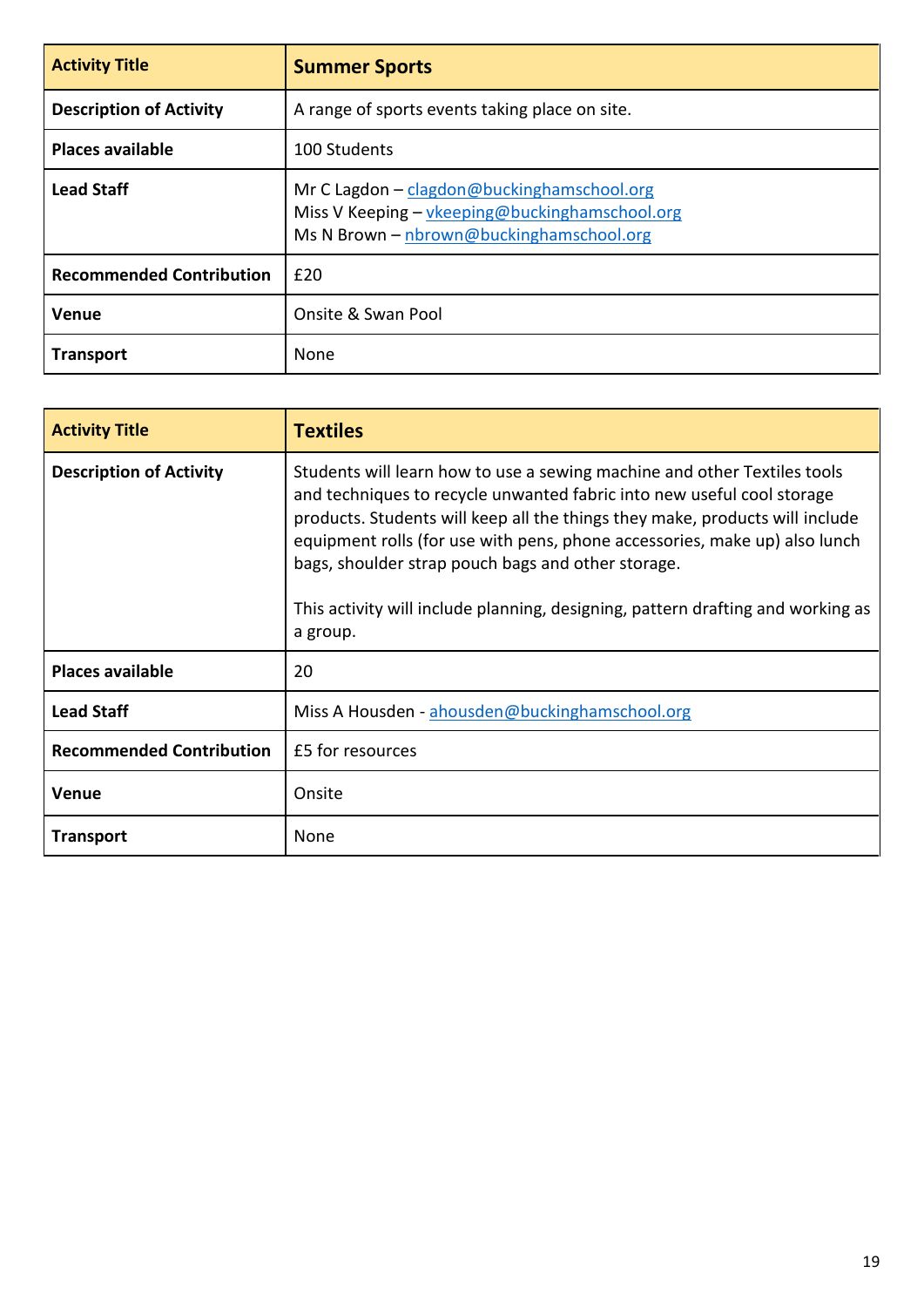| Activity Title | **Summer Sports** |
|---|---|
| **Description of Activity** | A range of sports events taking place on site. |
| **Places available** | 100 Students |
| **Lead Staff** | Mr C Lagdon – clagdon@buckinghamschool.org<br>Miss V Keeping – vkeeping@buckinghamschool.org<br>Ms N Brown – nbrown@buckinghamschool.org |
| **Recommended Contribution** | £20 |
| **Venue** | Onsite & Swan Pool |
| **Transport** | None |

| Activity Title | **Textiles** |
|---|---|
| **Description of Activity** | Students will learn how to use a sewing machine and other Textiles tools and techniques to recycle unwanted fabric into new useful cool storage products. Students will keep all the things they make, products will include equipment rolls (for use with pens, phone accessories, make up) also lunch bags, shoulder strap pouch bags and other storage.<br><br>This activity will include planning, designing, pattern drafting and working as a group. |
| **Places available** | 20 |
| **Lead Staff** | Miss A Housden - ahousden@buckinghamschool.org |
| **Recommended Contribution** | £5 for resources |
| **Venue** | Onsite |
| **Transport** | None |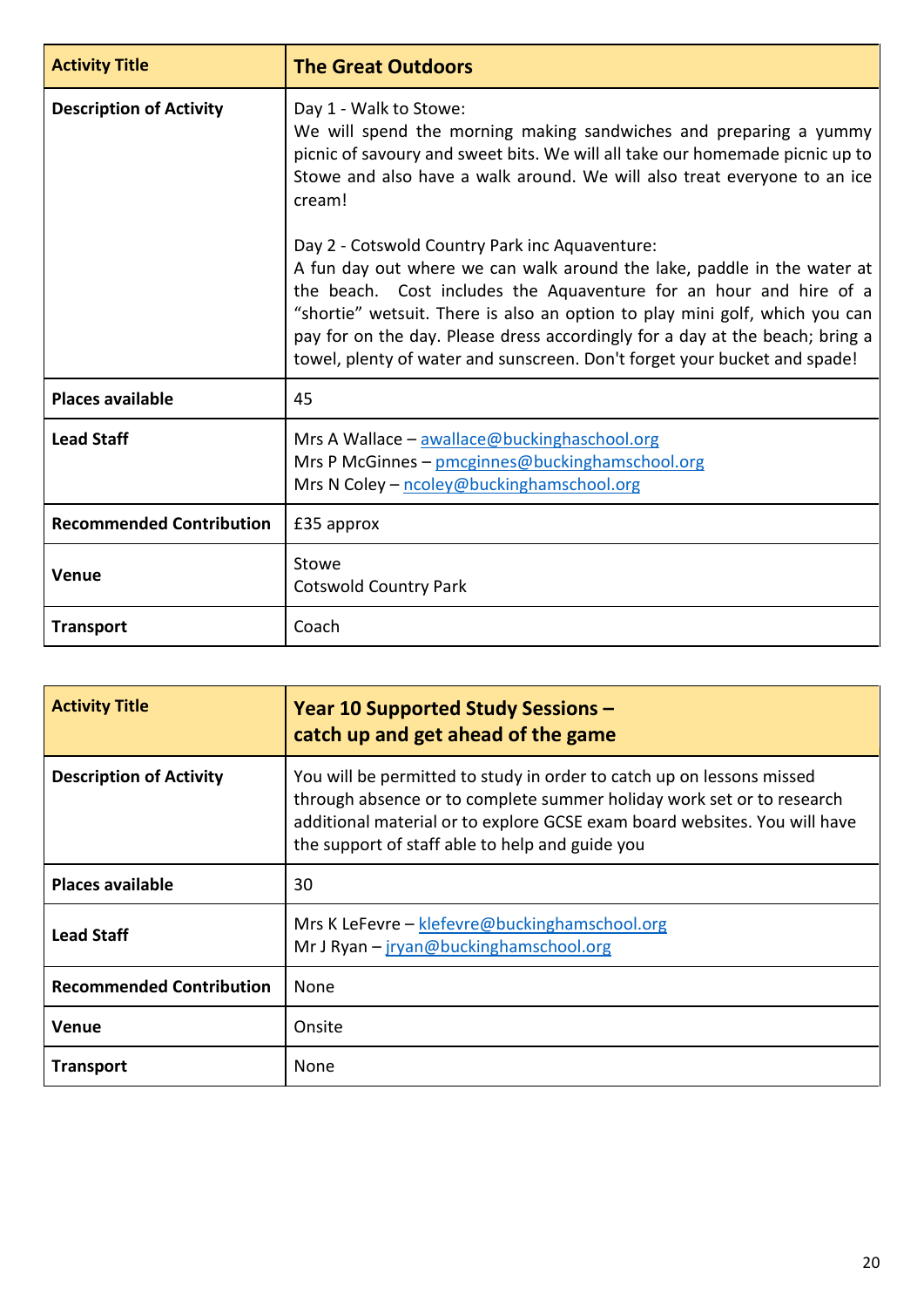| Activity Title | The Great Outdoors |
|---|---|
| Description of Activity | Day 1 - Walk to Stowe:<br>We will spend the morning making sandwiches and preparing a yummy picnic of savoury and sweet bits. We will all take our homemade picnic up to Stowe and also have a walk around. We will also treat everyone to an ice cream!<br><br>Day 2 - Cotswold Country Park inc Aquaventure:<br>A fun day out where we can walk around the lake, paddle in the water at the beach. Cost includes the Aquaventure for an hour and hire of a "shortie" wetsuit. There is also an option to play mini golf, which you can pay for on the day. Please dress accordingly for a day at the beach; bring a towel, plenty of water and sunscreen. Don't forget your bucket and spade! |
| Places available | 45 |
| Lead Staff | Mrs A Wallace – awallace@buckinghaschool.org<br>Mrs P McGinnes – pmcginnes@buckinghamschool.org<br>Mrs N Coley – ncoley@buckinghamschool.org |
| Recommended Contribution | £35 approx |
| Venue | Stowe<br>Cotswold Country Park |
| Transport | Coach |

| Activity Title | Year 10 Supported Study Sessions – catch up and get ahead of the game |
|---|---|
| Description of Activity | You will be permitted to study in order to catch up on lessons missed through absence or to complete summer holiday work set or to research additional material or to explore GCSE exam board websites. You will have the support of staff able to help and guide you |
| Places available | 30 |
| Lead Staff | Mrs K LeFevre – klefevre@buckinghamschool.org<br>Mr J Ryan – jryan@buckinghamschool.org |
| Recommended Contribution | None |
| Venue | Onsite |
| Transport | None |